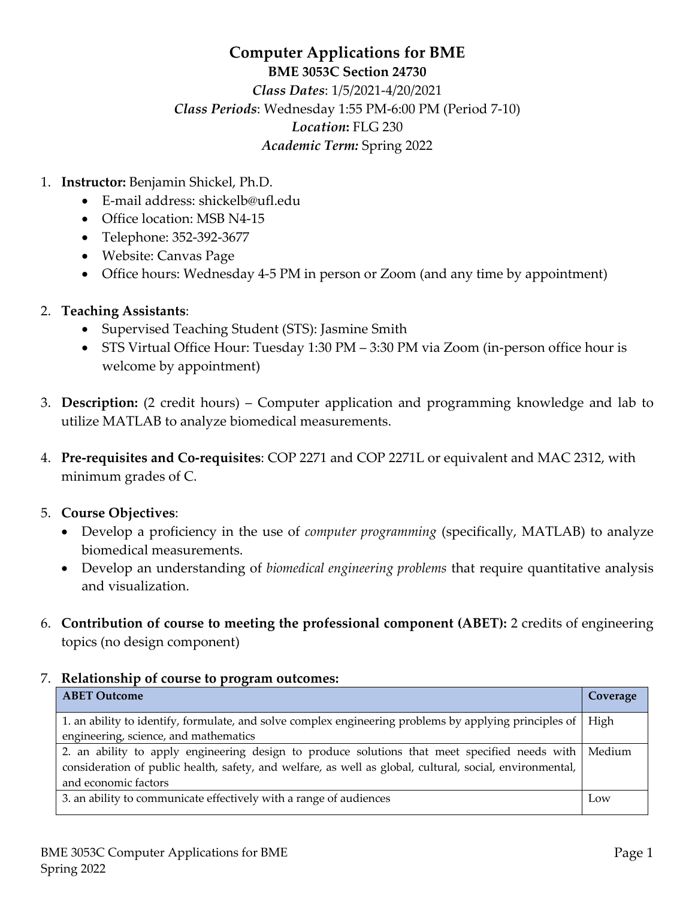# Computer Applications for BME

**BME 3053C Section 24730**

*Class Dates*: 1/5/2021-4/20/2021

*Class Periods*: Wednesday 1:55 PM-6:00 PM (Period 7-10)

*Location***:** FLG 230

*Academic Term:* Spring 2022

1. **Instructor:** Benjamin Shickel, Ph.D.
   - E-mail address: shickelb@ufl.edu
   - Office location: MSB N4-15
   - Telephone: 352-392-3677
   - Website: Canvas Page
   - Office hours: Wednesday 4-5 PM in person or Zoom (and any time by appointment)

2. **Teaching Assistants**:
   - Supervised Teaching Student (STS): Jasmine Smith
   - STS Virtual Office Hour: Tuesday 1:30 PM – 3:30 PM via Zoom (in-person office hour is welcome by appointment)

3. **Description:** (2 credit hours) – Computer application and programming knowledge and lab to utilize MATLAB to analyze biomedical measurements.

4. **Pre-requisites and Co-requisites**: COP 2271 and COP 2271L or equivalent and MAC 2312, with minimum grades of C.

5. **Course Objectives**:
   - Develop a proficiency in the use of *computer programming* (specifically, MATLAB) to analyze biomedical measurements.
   - Develop an understanding of *biomedical engineering problems* that require quantitative analysis and visualization.

6. **Contribution of course to meeting the professional component (ABET):** 2 credits of engineering topics (no design component)

7. **Relationship of course to program outcomes:**

| ABET Outcome | Coverage |
|---|---|
| 1. an ability to identify, formulate, and solve complex engineering problems by applying principles of engineering, science, and mathematics | High |
| 2. an ability to apply engineering design to produce solutions that meet specified needs with consideration of public health, safety, and welfare, as well as global, cultural, social, environmental, and economic factors | Medium |
| 3. an ability to communicate effectively with a range of audiences | Low |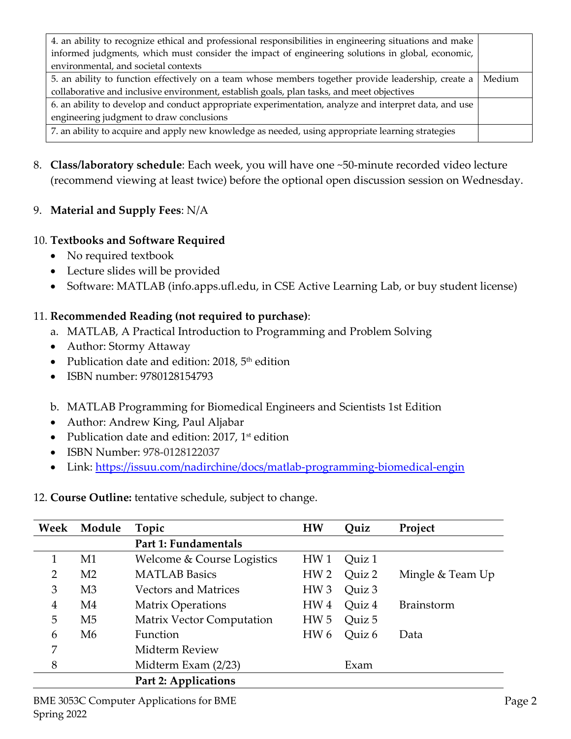| | |
|---|---|
| 4. an ability to recognize ethical and professional responsibilities in engineering situations and make informed judgments, which must consider the impact of engineering solutions in global, economic, environmental, and societal contexts | |
| 5. an ability to function effectively on a team whose members together provide leadership, create a collaborative and inclusive environment, establish goals, plan tasks, and meet objectives | Medium |
| 6. an ability to develop and conduct appropriate experimentation, analyze and interpret data, and use engineering judgment to draw conclusions | |
| 7. an ability to acquire and apply new knowledge as needed, using appropriate learning strategies | |

8. **Class/laboratory schedule**: Each week, you will have one ~50-minute recorded video lecture (recommend viewing at least twice) before the optional open discussion session on Wednesday.

9. **Material and Supply Fees**: N/A

10. **Textbooks and Software Required**
    - No required textbook
    - Lecture slides will be provided
    - Software: MATLAB (info.apps.ufl.edu, in CSE Active Learning Lab, or buy student license)

11. **Recommended Reading (not required to purchase)**:
    a. MATLAB, A Practical Introduction to Programming and Problem Solving
    - Author: Stormy Attaway
    - Publication date and edition: 2018, 5th edition
    - ISBN number: 9780128154793

    b. MATLAB Programming for Biomedical Engineers and Scientists 1st Edition
    - Author: Andrew King, Paul Aljabar
    - Publication date and edition: 2017, 1st edition
    - ISBN Number: 978-0128122037
    - Link: https://issuu.com/nadirchine/docs/matlab-programming-biomedical-engin

12. **Course Outline:** tentative schedule, subject to change.

| Week | Module | Topic | HW | Quiz | Project |
|---|---|---|---|---|---|
| | | **Part 1: Fundamentals** | | | |
| 1 | M1 | Welcome & Course Logistics | HW 1 | Quiz 1 | |
| 2 | M2 | MATLAB Basics | HW 2 | Quiz 2 | Mingle & Team Up |
| 3 | M3 | Vectors and Matrices | HW 3 | Quiz 3 | |
| 4 | M4 | Matrix Operations | HW 4 | Quiz 4 | Brainstorm |
| 5 | M5 | Matrix Vector Computation | HW 5 | Quiz 5 | |
| 6 | M6 | Function | HW 6 | Quiz 6 | Data |
| 7 | | Midterm Review | | | |
| 8 | | Midterm Exam (2/23) | | Exam | |
| | | **Part 2: Applications** | | | |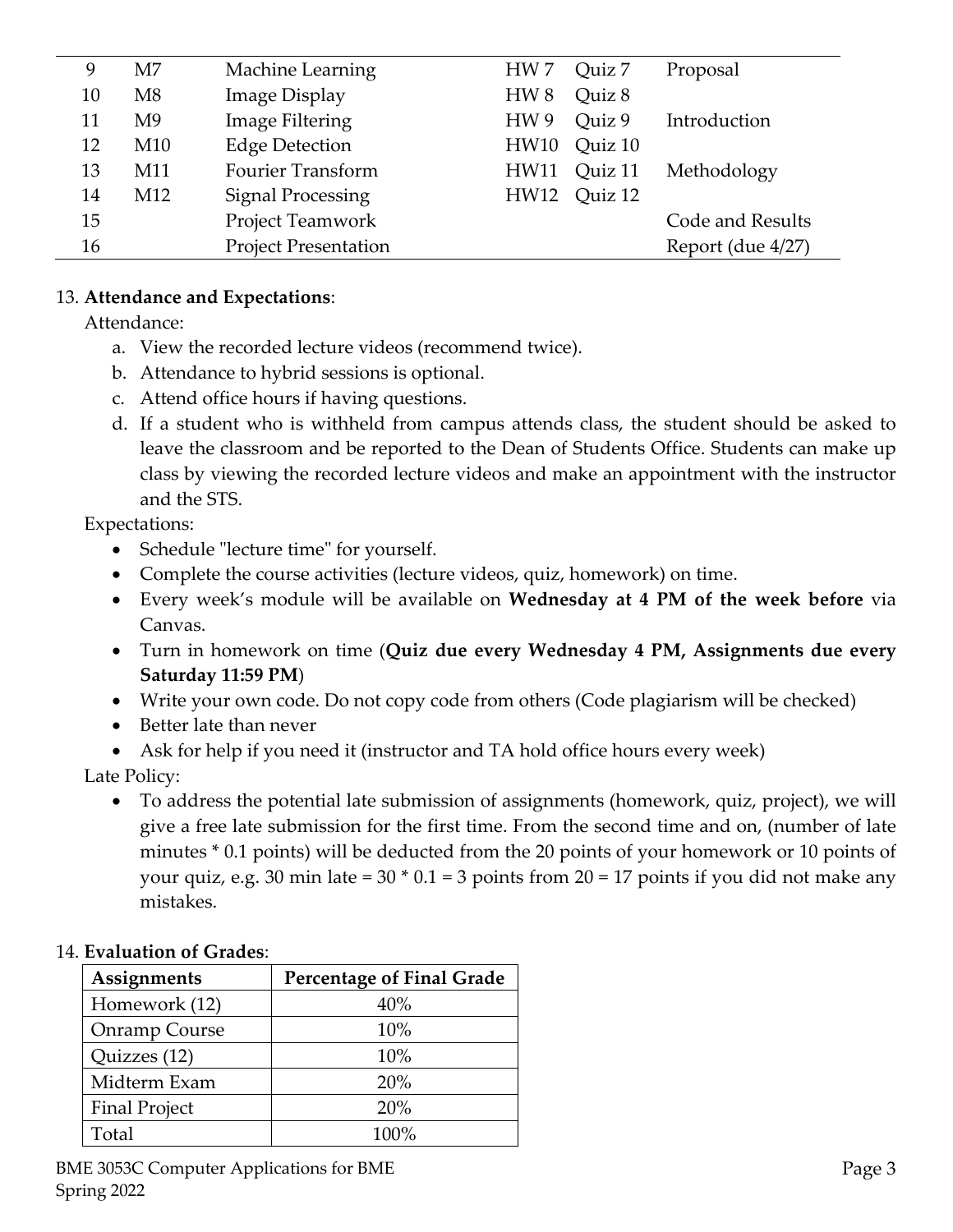| 9 | M7 | Machine Learning | HW 7 | Quiz 7 | Proposal |
|---|---|---|---|---|---|
| 10 | M8 | Image Display | HW 8 | Quiz 8 | |
| 11 | M9 | Image Filtering | HW 9 | Quiz 9 | Introduction |
| 12 | M10 | Edge Detection | HW10 | Quiz 10 | |
| 13 | M11 | Fourier Transform | HW11 | Quiz 11 | Methodology |
| 14 | M12 | Signal Processing | HW12 | Quiz 12 | |
| 15 | | Project Teamwork | | | Code and Results |
| 16 | | Project Presentation | | | Report (due 4/27) |

13. **Attendance and Expectations**:

Attendance:

a. View the recorded lecture videos (recommend twice).
b. Attendance to hybrid sessions is optional.
c. Attend office hours if having questions.
d. If a student who is withheld from campus attends class, the student should be asked to leave the classroom and be reported to the Dean of Students Office. Students can make up class by viewing the recorded lecture videos and make an appointment with the instructor and the STS.

Expectations:

- Schedule "lecture time" for yourself.
- Complete the course activities (lecture videos, quiz, homework) on time.
- Every week's module will be available on **Wednesday at 4 PM of the week before** via Canvas.
- Turn in homework on time (**Quiz due every Wednesday 4 PM, Assignments due every Saturday 11:59 PM**)
- Write your own code. Do not copy code from others (Code plagiarism will be checked)
- Better late than never
- Ask for help if you need it (instructor and TA hold office hours every week)

Late Policy:

- To address the potential late submission of assignments (homework, quiz, project), we will give a free late submission for the first time. From the second time and on, (number of late minutes * 0.1 points) will be deducted from the 20 points of your homework or 10 points of your quiz, e.g. 30 min late = 30 * 0.1 = 3 points from 20 = 17 points if you did not make any mistakes.

14. **Evaluation of Grades**:

| Assignments | Percentage of Final Grade |
|---|---|
| Homework (12) | 40% |
| Onramp Course | 10% |
| Quizzes (12) | 10% |
| Midterm Exam | 20% |
| Final Project | 20% |
| Total | 100% |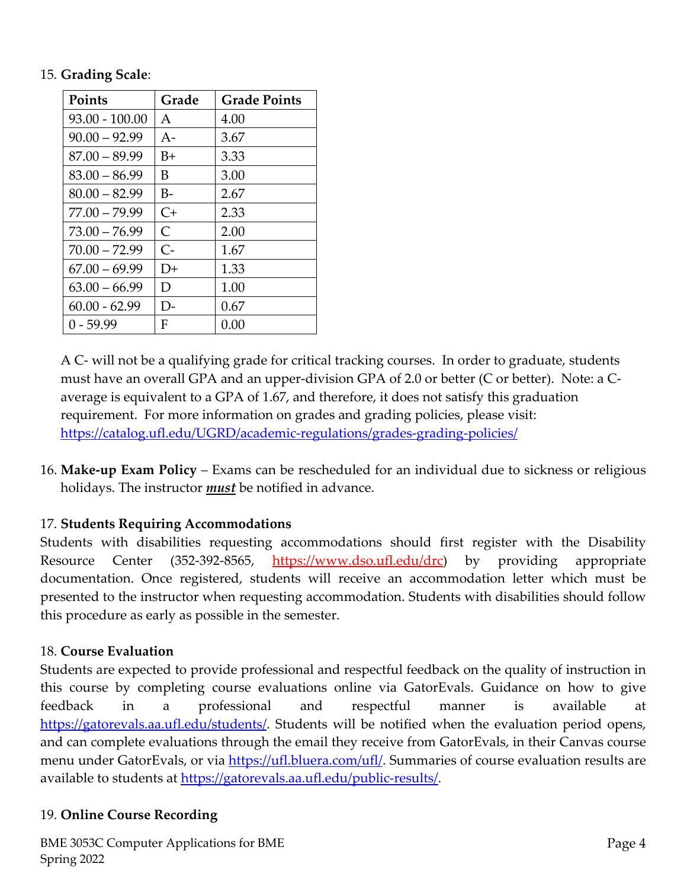15. **Grading Scale**:

| Points | Grade | Grade Points |
|---|---|---|
| 93.00 - 100.00 | A | 4.00 |
| 90.00 – 92.99 | A- | 3.67 |
| 87.00 – 89.99 | B+ | 3.33 |
| 83.00 – 86.99 | B | 3.00 |
| 80.00 – 82.99 | B- | 2.67 |
| 77.00 – 79.99 | C+ | 2.33 |
| 73.00 – 76.99 | C | 2.00 |
| 70.00 – 72.99 | C- | 1.67 |
| 67.00 – 69.99 | D+ | 1.33 |
| 63.00 – 66.99 | D | 1.00 |
| 60.00 - 62.99 | D- | 0.67 |
| 0 - 59.99 | F | 0.00 |

A C- will not be a qualifying grade for critical tracking courses. In order to graduate, students must have an overall GPA and an upper-division GPA of 2.0 or better (C or better). Note: a C- average is equivalent to a GPA of 1.67, and therefore, it does not satisfy this graduation requirement. For more information on grades and grading policies, please visit: https://catalog.ufl.edu/UGRD/academic-regulations/grades-grading-policies/

16. **Make-up Exam Policy** – Exams can be rescheduled for an individual due to sickness or religious holidays. The instructor ***must*** be notified in advance.

17. **Students Requiring Accommodations**

Students with disabilities requesting accommodations should first register with the Disability Resource Center (352-392-8565, https://www.dso.ufl.edu/drc) by providing appropriate documentation. Once registered, students will receive an accommodation letter which must be presented to the instructor when requesting accommodation. Students with disabilities should follow this procedure as early as possible in the semester.

18. **Course Evaluation**

Students are expected to provide professional and respectful feedback on the quality of instruction in this course by completing course evaluations online via GatorEvals. Guidance on how to give feedback in a professional and respectful manner is available at https://gatorevals.aa.ufl.edu/students/. Students will be notified when the evaluation period opens, and can complete evaluations through the email they receive from GatorEvals, in their Canvas course menu under GatorEvals, or via https://ufl.bluera.com/ufl/. Summaries of course evaluation results are available to students at https://gatorevals.aa.ufl.edu/public-results/.

19. **Online Course Recording**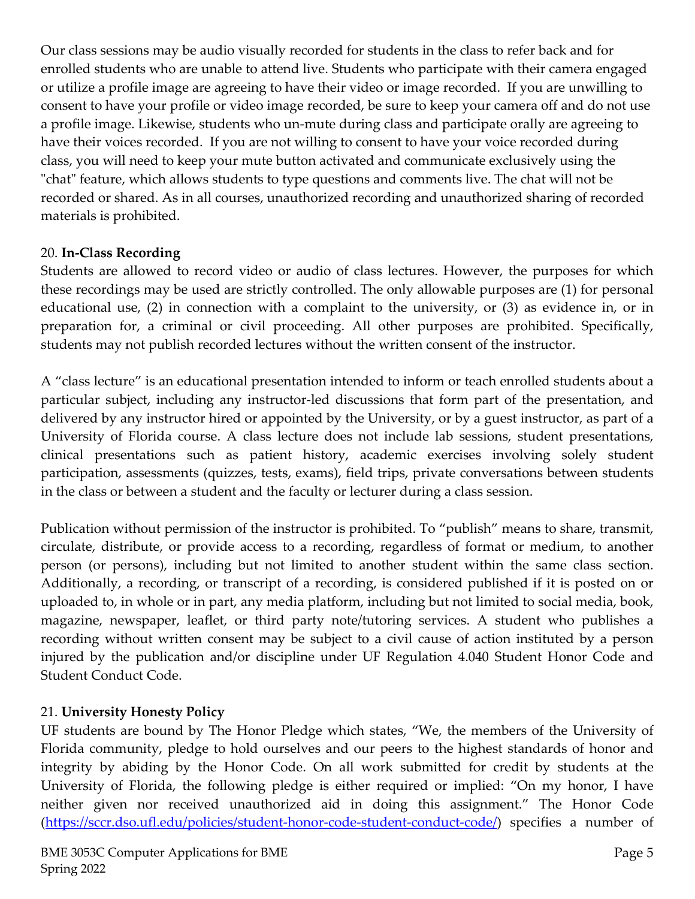Our class sessions may be audio visually recorded for students in the class to refer back and for enrolled students who are unable to attend live. Students who participate with their camera engaged or utilize a profile image are agreeing to have their video or image recorded. If you are unwilling to consent to have your profile or video image recorded, be sure to keep your camera off and do not use a profile image. Likewise, students who un-mute during class and participate orally are agreeing to have their voices recorded. If you are not willing to consent to have your voice recorded during class, you will need to keep your mute button activated and communicate exclusively using the "chat" feature, which allows students to type questions and comments live. The chat will not be recorded or shared. As in all courses, unauthorized recording and unauthorized sharing of recorded materials is prohibited.

20. **In-Class Recording**

Students are allowed to record video or audio of class lectures. However, the purposes for which these recordings may be used are strictly controlled. The only allowable purposes are (1) for personal educational use, (2) in connection with a complaint to the university, or (3) as evidence in, or in preparation for, a criminal or civil proceeding. All other purposes are prohibited. Specifically, students may not publish recorded lectures without the written consent of the instructor.

A "class lecture" is an educational presentation intended to inform or teach enrolled students about a particular subject, including any instructor-led discussions that form part of the presentation, and delivered by any instructor hired or appointed by the University, or by a guest instructor, as part of a University of Florida course. A class lecture does not include lab sessions, student presentations, clinical presentations such as patient history, academic exercises involving solely student participation, assessments (quizzes, tests, exams), field trips, private conversations between students in the class or between a student and the faculty or lecturer during a class session.

Publication without permission of the instructor is prohibited. To "publish" means to share, transmit, circulate, distribute, or provide access to a recording, regardless of format or medium, to another person (or persons), including but not limited to another student within the same class section. Additionally, a recording, or transcript of a recording, is considered published if it is posted on or uploaded to, in whole or in part, any media platform, including but not limited to social media, book, magazine, newspaper, leaflet, or third party note/tutoring services. A student who publishes a recording without written consent may be subject to a civil cause of action instituted by a person injured by the publication and/or discipline under UF Regulation 4.040 Student Honor Code and Student Conduct Code.

21. **University Honesty Policy**

UF students are bound by The Honor Pledge which states, "We, the members of the University of Florida community, pledge to hold ourselves and our peers to the highest standards of honor and integrity by abiding by the Honor Code. On all work submitted for credit by students at the University of Florida, the following pledge is either required or implied: "On my honor, I have neither given nor received unauthorized aid in doing this assignment." The Honor Code (https://sccr.dso.ufl.edu/policies/student-honor-code-student-conduct-code/) specifies a number of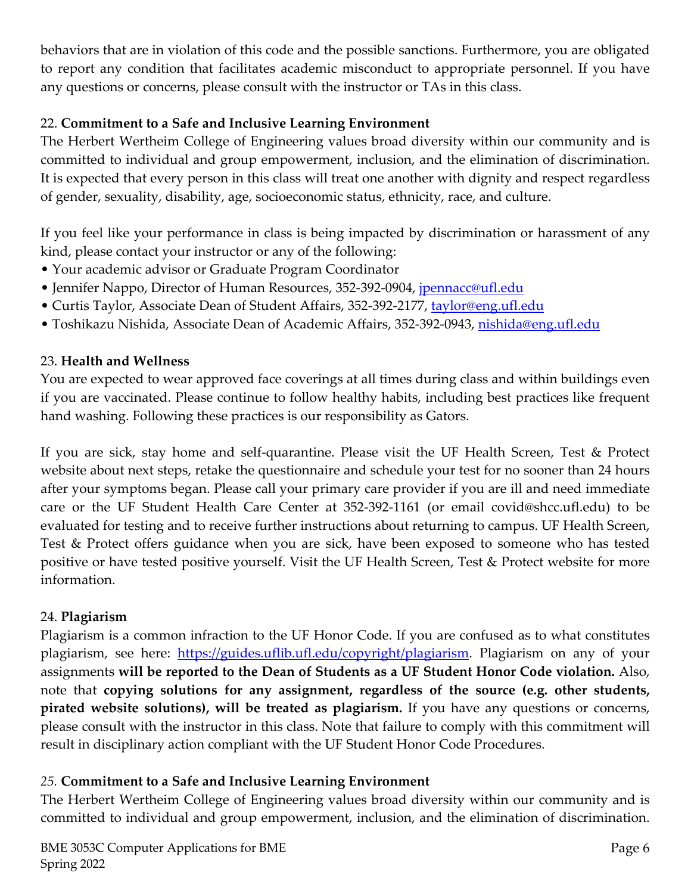behaviors that are in violation of this code and the possible sanctions. Furthermore, you are obligated to report any condition that facilitates academic misconduct to appropriate personnel. If you have any questions or concerns, please consult with the instructor or TAs in this class.

22. **Commitment to a Safe and Inclusive Learning Environment**

The Herbert Wertheim College of Engineering values broad diversity within our community and is committed to individual and group empowerment, inclusion, and the elimination of discrimination. It is expected that every person in this class will treat one another with dignity and respect regardless of gender, sexuality, disability, age, socioeconomic status, ethnicity, race, and culture.

If you feel like your performance in class is being impacted by discrimination or harassment of any kind, please contact your instructor or any of the following:

- Your academic advisor or Graduate Program Coordinator
- Jennifer Nappo, Director of Human Resources, 352-392-0904, jpennacc@ufl.edu
- Curtis Taylor, Associate Dean of Student Affairs, 352-392-2177, taylor@eng.ufl.edu
- Toshikazu Nishida, Associate Dean of Academic Affairs, 352-392-0943, nishida@eng.ufl.edu

23. **Health and Wellness**

You are expected to wear approved face coverings at all times during class and within buildings even if you are vaccinated. Please continue to follow healthy habits, including best practices like frequent hand washing. Following these practices is our responsibility as Gators.

If you are sick, stay home and self-quarantine. Please visit the UF Health Screen, Test & Protect website about next steps, retake the questionnaire and schedule your test for no sooner than 24 hours after your symptoms began. Please call your primary care provider if you are ill and need immediate care or the UF Student Health Care Center at 352-392-1161 (or email covid@shcc.ufl.edu) to be evaluated for testing and to receive further instructions about returning to campus. UF Health Screen, Test & Protect offers guidance when you are sick, have been exposed to someone who has tested positive or have tested positive yourself. Visit the UF Health Screen, Test & Protect website for more information.

24. **Plagiarism**

Plagiarism is a common infraction to the UF Honor Code. If you are confused as to what constitutes plagiarism, see here: https://guides.uflib.ufl.edu/copyright/plagiarism. Plagiarism on any of your assignments **will be reported to the Dean of Students as a UF Student Honor Code violation.** Also, note that **copying solutions for any assignment, regardless of the source (e.g. other students, pirated website solutions), will be treated as plagiarism.** If you have any questions or concerns, please consult with the instructor in this class. Note that failure to comply with this commitment will result in disciplinary action compliant with the UF Student Honor Code Procedures.

*25.* **Commitment to a Safe and Inclusive Learning Environment**

The Herbert Wertheim College of Engineering values broad diversity within our community and is committed to individual and group empowerment, inclusion, and the elimination of discrimination.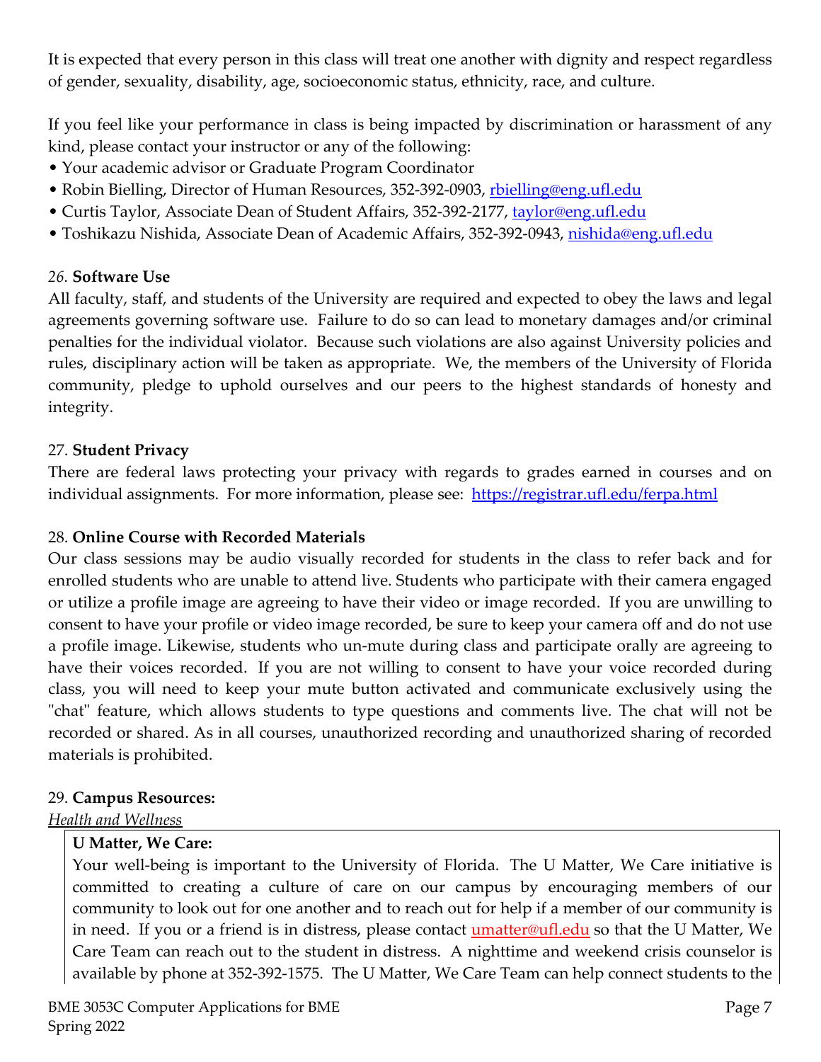It is expected that every person in this class will treat one another with dignity and respect regardless of gender, sexuality, disability, age, socioeconomic status, ethnicity, race, and culture.

If you feel like your performance in class is being impacted by discrimination or harassment of any kind, please contact your instructor or any of the following:

- Your academic advisor or Graduate Program Coordinator
- Robin Bielling, Director of Human Resources, 352-392-0903, rbielling@eng.ufl.edu
- Curtis Taylor, Associate Dean of Student Affairs, 352-392-2177, taylor@eng.ufl.edu
- Toshikazu Nishida, Associate Dean of Academic Affairs, 352-392-0943, nishida@eng.ufl.edu

*26.* **Software Use**

All faculty, staff, and students of the University are required and expected to obey the laws and legal agreements governing software use. Failure to do so can lead to monetary damages and/or criminal penalties for the individual violator. Because such violations are also against University policies and rules, disciplinary action will be taken as appropriate. We, the members of the University of Florida community, pledge to uphold ourselves and our peers to the highest standards of honesty and integrity.

27. **Student Privacy**

There are federal laws protecting your privacy with regards to grades earned in courses and on individual assignments. For more information, please see: https://registrar.ufl.edu/ferpa.html

28. **Online Course with Recorded Materials**

Our class sessions may be audio visually recorded for students in the class to refer back and for enrolled students who are unable to attend live. Students who participate with their camera engaged or utilize a profile image are agreeing to have their video or image recorded. If you are unwilling to consent to have your profile or video image recorded, be sure to keep your camera off and do not use a profile image. Likewise, students who un-mute during class and participate orally are agreeing to have their voices recorded. If you are not willing to consent to have your voice recorded during class, you will need to keep your mute button activated and communicate exclusively using the "chat" feature, which allows students to type questions and comments live. The chat will not be recorded or shared. As in all courses, unauthorized recording and unauthorized sharing of recorded materials is prohibited.

29. **Campus Resources:**

*Health and Wellness*

**U Matter, We Care:**

Your well-being is important to the University of Florida. The U Matter, We Care initiative is committed to creating a culture of care on our campus by encouraging members of our community to look out for one another and to reach out for help if a member of our community is in need. If you or a friend is in distress, please contact umatter@ufl.edu so that the U Matter, We Care Team can reach out to the student in distress. A nighttime and weekend crisis counselor is available by phone at 352-392-1575. The U Matter, We Care Team can help connect students to the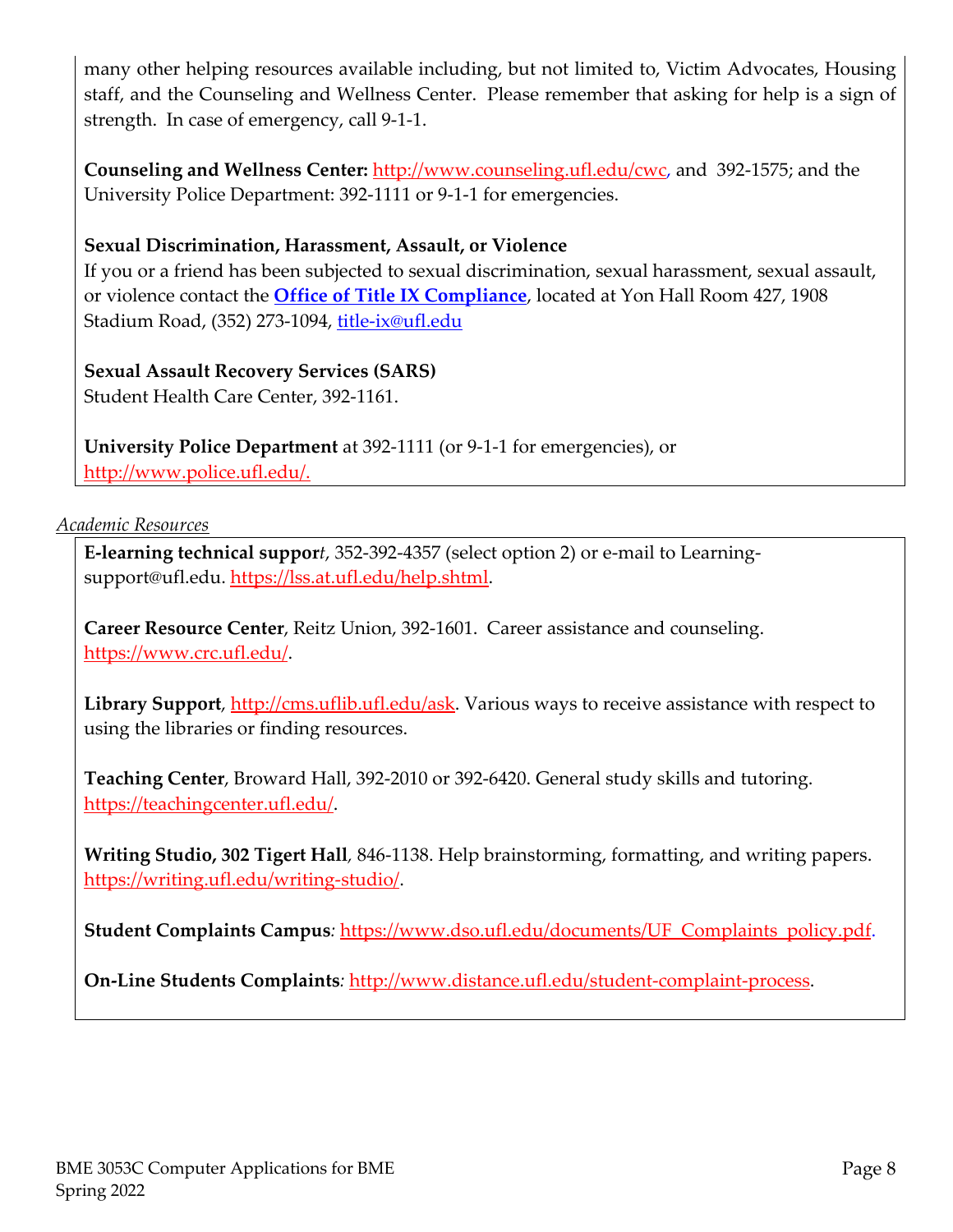many other helping resources available including, but not limited to, Victim Advocates, Housing staff, and the Counseling and Wellness Center. Please remember that asking for help is a sign of strength. In case of emergency, call 9-1-1.

**Counseling and Wellness Center:** http://www.counseling.ufl.edu/cwc, and 392-1575; and the University Police Department: 392-1111 or 9-1-1 for emergencies.

**Sexual Discrimination, Harassment, Assault, or Violence**
If you or a friend has been subjected to sexual discrimination, sexual harassment, sexual assault, or violence contact the **Office of Title IX Compliance**, located at Yon Hall Room 427, 1908 Stadium Road, (352) 273-1094, title-ix@ufl.edu

**Sexual Assault Recovery Services (SARS)**
Student Health Care Center, 392-1161.

**University Police Department** at 392-1111 (or 9-1-1 for emergencies), or http://www.police.ufl.edu/.

*Academic Resources*

**E-learning technical support**, 352-392-4357 (select option 2) or e-mail to Learning-support@ufl.edu. https://lss.at.ufl.edu/help.shtml.

**Career Resource Center**, Reitz Union, 392-1601. Career assistance and counseling. https://www.crc.ufl.edu/.

**Library Support**, http://cms.uflib.ufl.edu/ask. Various ways to receive assistance with respect to using the libraries or finding resources.

**Teaching Center**, Broward Hall, 392-2010 or 392-6420. General study skills and tutoring. https://teachingcenter.ufl.edu/.

**Writing Studio, 302 Tigert Hall**, 846-1138. Help brainstorming, formatting, and writing papers. https://writing.ufl.edu/writing-studio/.

**Student Complaints Campus**: https://www.dso.ufl.edu/documents/UF_Complaints_policy.pdf.

**On-Line Students Complaints**: http://www.distance.ufl.edu/student-complaint-process.